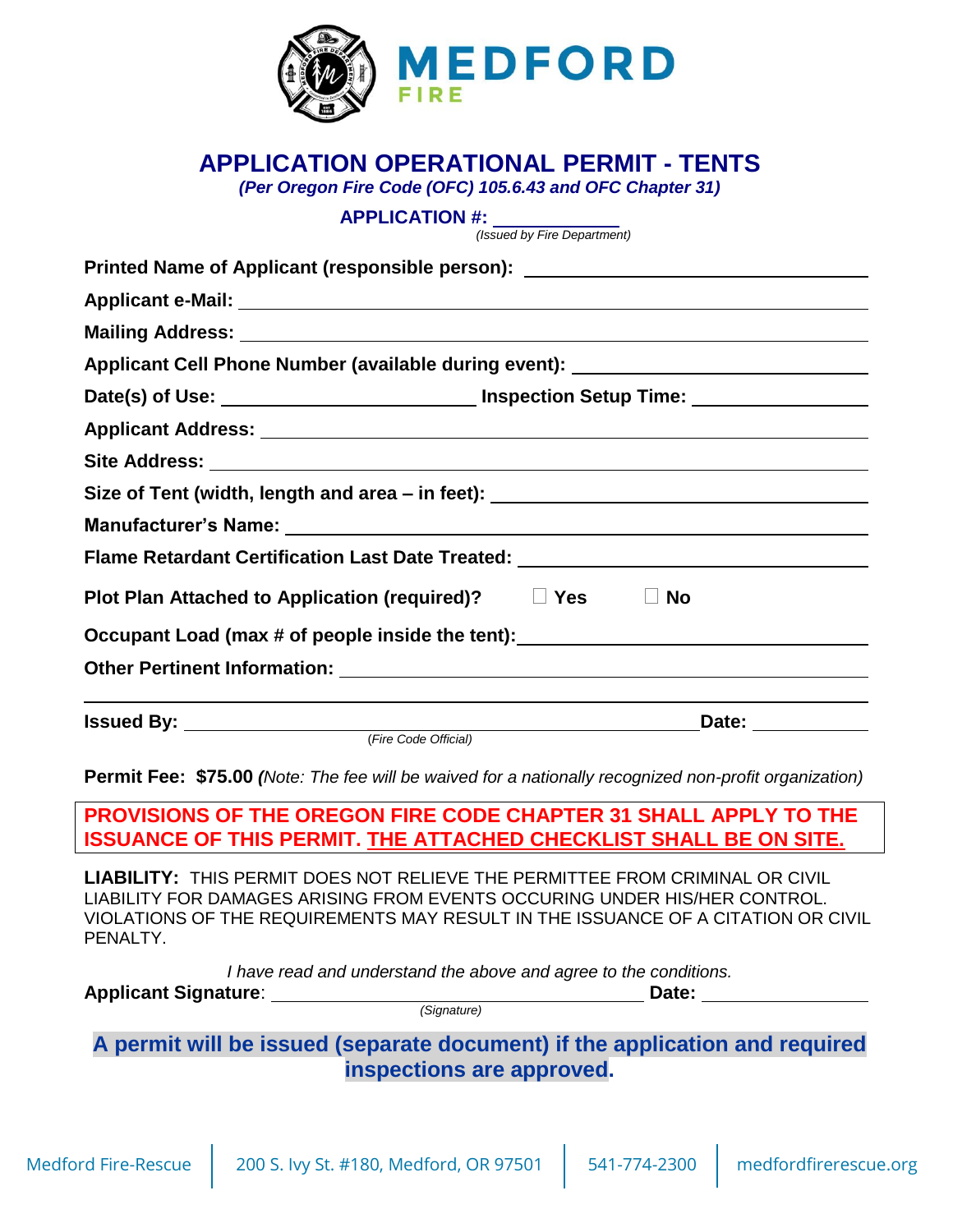MEDFORD FIRE

# APPLICATION OPERATIONAL PERMIT - TENTS

***(Per Oregon Fire Code (OFC) 105.6.43 and OFC Chapter 31)***

**APPLICATION #:** ____________
*(Issued by Fire Department)*

**Printed Name of Applicant (responsible person):** ____________________

**Applicant e-Mail:** ____________________

**Mailing Address:** ____________________

**Applicant Cell Phone Number (available during event):** ____________________

**Date(s) of Use:** ____________________ **Inspection Setup Time:** ____________

**Applicant Address:** ____________________

**Site Address:** ____________________

**Size of Tent (width, length and area – in feet):** ____________________

**Manufacturer's Name:** ____________________

**Flame Retardant Certification Last Date Treated:** ____________________

**Plot Plan Attached to Application (required)?** ☐ **Yes** ☐ **No**

**Occupant Load (max # of people inside the tent):** ____________________

**Other Pertinent Information:** ____________________

____________________________________________

**Issued By:** ____________________ **Date:** ____________
(Fire Code Official)

**Permit Fee: $75.00** ***(****Note: The fee will be waived for a nationally recognized non-profit organization)*

**PROVISIONS OF THE OREGON FIRE CODE CHAPTER 31 SHALL APPLY TO THE ISSUANCE OF THIS PERMIT. THE ATTACHED CHECKLIST SHALL BE ON SITE.**

**LIABILITY:** THIS PERMIT DOES NOT RELIEVE THE PERMITTEE FROM CRIMINAL OR CIVIL LIABILITY FOR DAMAGES ARISING FROM EVENTS OCCURING UNDER HIS/HER CONTROL. VIOLATIONS OF THE REQUIREMENTS MAY RESULT IN THE ISSUANCE OF A CITATION OR CIVIL PENALTY.

*I have read and understand the above and agree to the conditions.*

**Applicant Signature**: ____________________ **Date:** ____________
*(Signature)*

**A permit will be issued (separate document) if the application and required inspections are approved.**

Medford Fire-Rescue | 200 S. Ivy St. #180, Medford, OR 97501 | 541-774-2300 | medfordfirerescue.org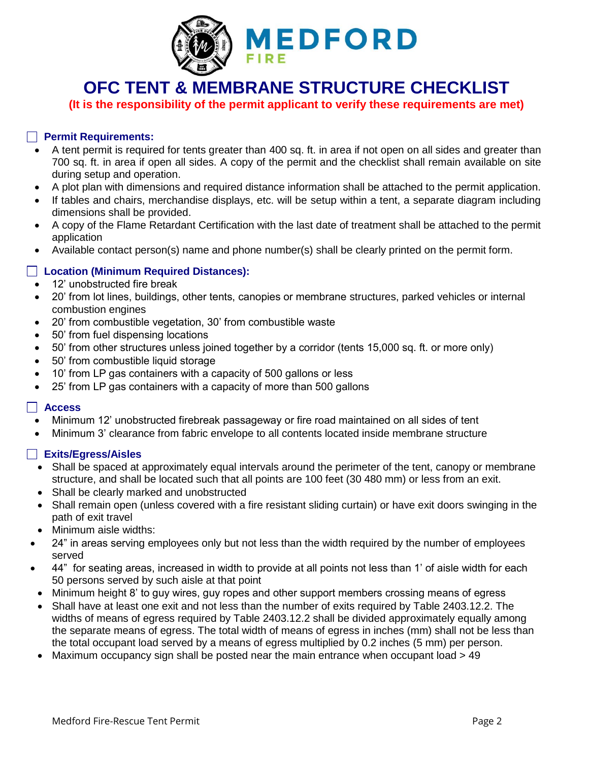# OFC TENT & MEMBRANE STRUCTURE CHECKLIST

**(It is the responsibility of the permit applicant to verify these requirements are met)**

## ☐ Permit Requirements:

- A tent permit is required for tents greater than 400 sq. ft. in area if not open on all sides and greater than 700 sq. ft. in area if open all sides. A copy of the permit and the checklist shall remain available on site during setup and operation.
- A plot plan with dimensions and required distance information shall be attached to the permit application.
- If tables and chairs, merchandise displays, etc. will be setup within a tent, a separate diagram including dimensions shall be provided.
- A copy of the Flame Retardant Certification with the last date of treatment shall be attached to the permit application
- Available contact person(s) name and phone number(s) shall be clearly printed on the permit form.

## ☐ Location (Minimum Required Distances):

- 12' unobstructed fire break
- 20' from lot lines, buildings, other tents, canopies or membrane structures, parked vehicles or internal combustion engines
- 20' from combustible vegetation, 30' from combustible waste
- 50' from fuel dispensing locations
- 50' from other structures unless joined together by a corridor (tents 15,000 sq. ft. or more only)
- 50' from combustible liquid storage
- 10' from LP gas containers with a capacity of 500 gallons or less
- 25' from LP gas containers with a capacity of more than 500 gallons

## ☐ Access

- Minimum 12' unobstructed firebreak passageway or fire road maintained on all sides of tent
- Minimum 3' clearance from fabric envelope to all contents located inside membrane structure

## ☐ Exits/Egress/Aisles

- Shall be spaced at approximately equal intervals around the perimeter of the tent, canopy or membrane structure, and shall be located such that all points are 100 feet (30 480 mm) or less from an exit.
- Shall be clearly marked and unobstructed
- Shall remain open (unless covered with a fire resistant sliding curtain) or have exit doors swinging in the path of exit travel
- Minimum aisle widths:
- 24" in areas serving employees only but not less than the width required by the number of employees served
- 44" for seating areas, increased in width to provide at all points not less than 1' of aisle width for each 50 persons served by such aisle at that point
- Minimum height 8' to guy wires, guy ropes and other support members crossing means of egress
- Shall have at least one exit and not less than the number of exits required by Table 2403.12.2. The widths of means of egress required by Table 2403.12.2 shall be divided approximately equally among the separate means of egress. The total width of means of egress in inches (mm) shall not be less than the total occupant load served by a means of egress multiplied by 0.2 inches (5 mm) per person.
- Maximum occupancy sign shall be posted near the main entrance when occupant load > 49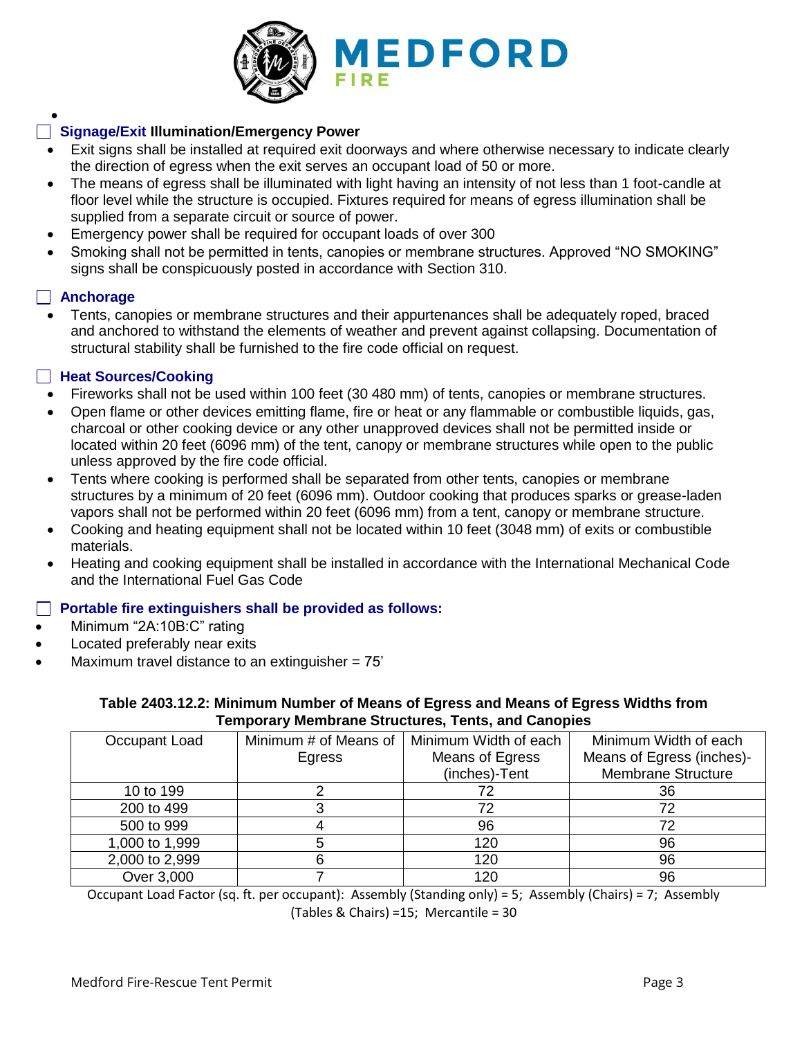- ☐ **Signage/Exit Illumination/Emergency Power**
  - Exit signs shall be installed at required exit doorways and where otherwise necessary to indicate clearly the direction of egress when the exit serves an occupant load of 50 or more.
  - The means of egress shall be illuminated with light having an intensity of not less than 1 foot-candle at floor level while the structure is occupied. Fixtures required for means of egress illumination shall be supplied from a separate circuit or source of power.
  - Emergency power shall be required for occupant loads of over 300
  - Smoking shall not be permitted in tents, canopies or membrane structures. Approved "NO SMOKING" signs shall be conspicuously posted in accordance with Section 310.

- ☐ **Anchorage**
  - Tents, canopies or membrane structures and their appurtenances shall be adequately roped, braced and anchored to withstand the elements of weather and prevent against collapsing. Documentation of structural stability shall be furnished to the fire code official on request.

- ☐ **Heat Sources/Cooking**
  - Fireworks shall not be used within 100 feet (30 480 mm) of tents, canopies or membrane structures.
  - Open flame or other devices emitting flame, fire or heat or any flammable or combustible liquids, gas, charcoal or other cooking device or any other unapproved devices shall not be permitted inside or located within 20 feet (6096 mm) of the tent, canopy or membrane structures while open to the public unless approved by the fire code official.
  - Tents where cooking is performed shall be separated from other tents, canopies or membrane structures by a minimum of 20 feet (6096 mm). Outdoor cooking that produces sparks or grease-laden vapors shall not be performed within 20 feet (6096 mm) from a tent, canopy or membrane structure.
  - Cooking and heating equipment shall not be located within 10 feet (3048 mm) of exits or combustible materials.
  - Heating and cooking equipment shall be installed in accordance with the International Mechanical Code and the International Fuel Gas Code

- ☐ **Portable fire extinguishers shall be provided as follows:**
  - Minimum "2A:10B:C" rating
  - Located preferably near exits
  - Maximum travel distance to an extinguisher = 75'

**Table 2403.12.2: Minimum Number of Means of Egress and Means of Egress Widths from Temporary Membrane Structures, Tents, and Canopies**

| Occupant Load | Minimum # of Means of Egress | Minimum Width of each Means of Egress (inches)-Tent | Minimum Width of each Means of Egress (inches)-Membrane Structure |
|---|---|---|---|
| 10 to 199 | 2 | 72 | 36 |
| 200 to 499 | 3 | 72 | 72 |
| 500 to 999 | 4 | 96 | 72 |
| 1,000 to 1,999 | 5 | 120 | 96 |
| 2,000 to 2,999 | 6 | 120 | 96 |
| Over 3,000 | 7 | 120 | 96 |

Occupant Load Factor (sq. ft. per occupant): Assembly (Standing only) = 5; Assembly (Chairs) = 7; Assembly (Tables & Chairs) =15; Mercantile = 30